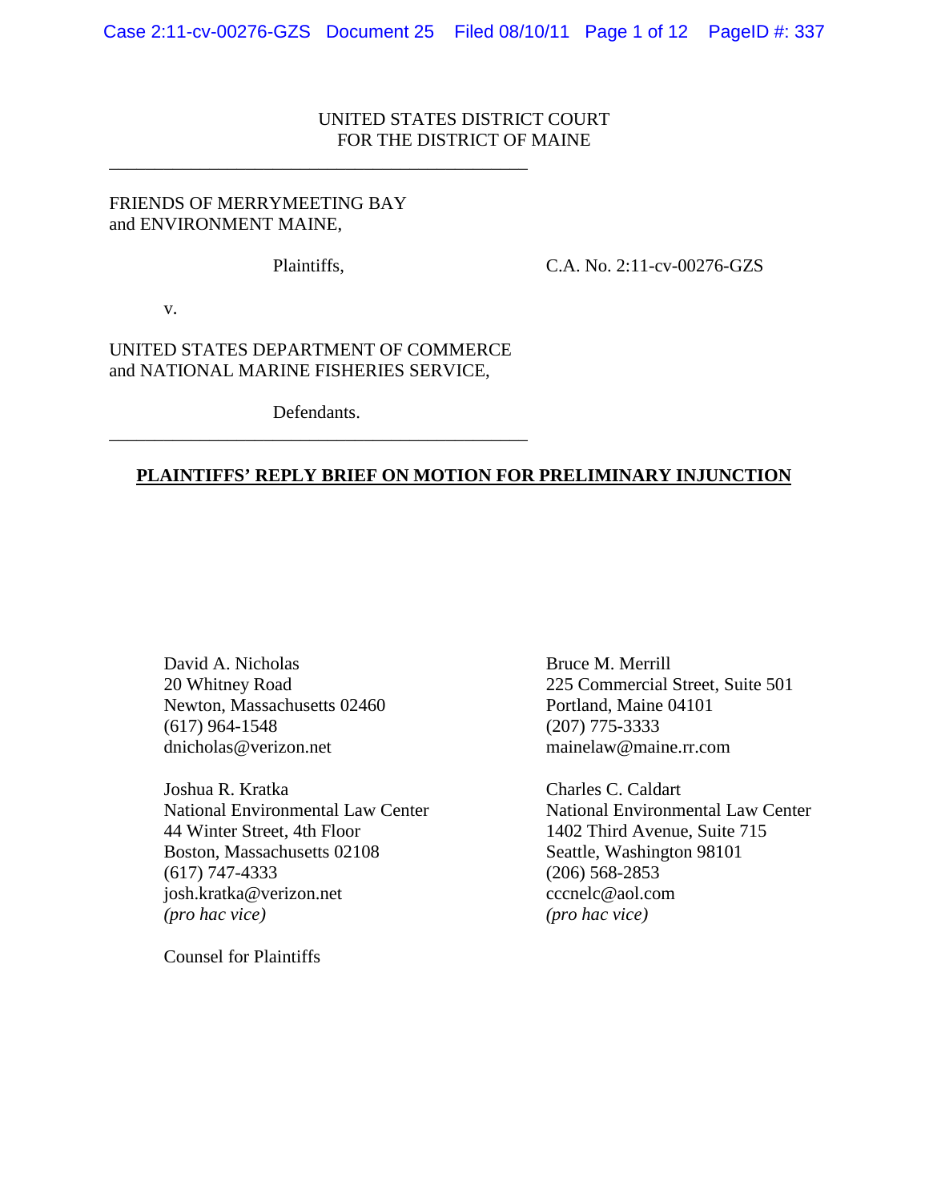UNITED STATES DISTRICT COURT
FOR THE DISTRICT OF MAINE

---

FRIENDS OF MERRYMEETING BAY
and ENVIRONMENT MAINE,

Plaintiffs,

C.A. No. 2:11-cv-00276-GZS

v.

UNITED STATES DEPARTMENT OF COMMERCE
and NATIONAL MARINE FISHERIES SERVICE,

Defendants.

---

**PLAINTIFFS' REPLY BRIEF ON MOTION FOR PRELIMINARY INJUNCTION**

David A. Nicholas
20 Whitney Road
Newton, Massachusetts 02460
(617) 964-1548
dnicholas@verizon.net

Bruce M. Merrill
225 Commercial Street, Suite 501
Portland, Maine 04101
(207) 775-3333
mainelaw@maine.rr.com

Joshua R. Kratka
National Environmental Law Center
44 Winter Street, 4th Floor
Boston, Massachusetts 02108
(617) 747-4333
josh.kratka@verizon.net
*(pro hac vice)*

Charles C. Caldart
National Environmental Law Center
1402 Third Avenue, Suite 715
Seattle, Washington 98101
(206) 568-2853
cccnelc@aol.com
*(pro hac vice)*

Counsel for Plaintiffs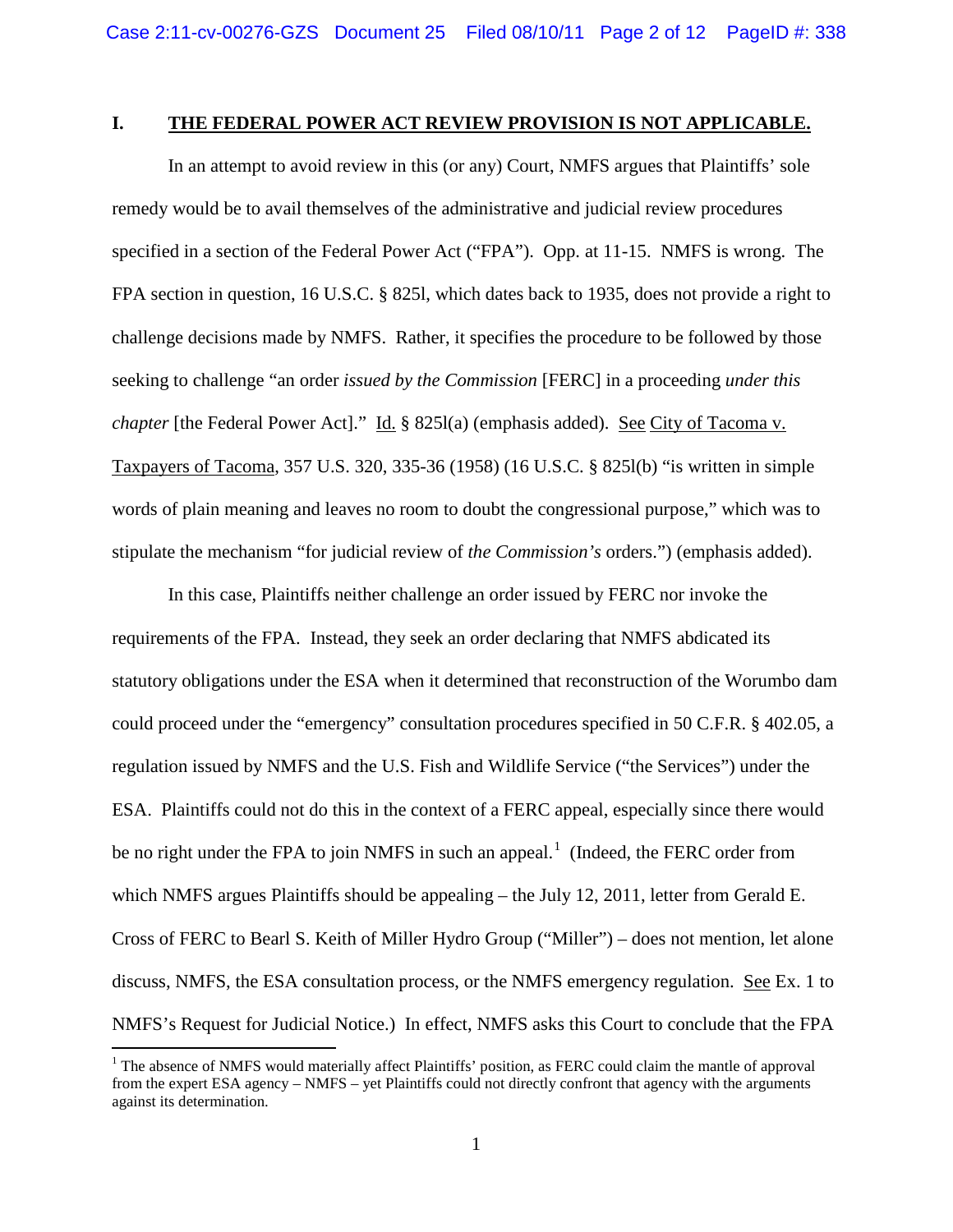## I. THE FEDERAL POWER ACT REVIEW PROVISION IS NOT APPLICABLE.

In an attempt to avoid review in this (or any) Court, NMFS argues that Plaintiffs' sole remedy would be to avail themselves of the administrative and judicial review procedures specified in a section of the Federal Power Act ("FPA"). Opp. at 11-15. NMFS is wrong. The FPA section in question, 16 U.S.C. § 825l, which dates back to 1935, does not provide a right to challenge decisions made by NMFS. Rather, it specifies the procedure to be followed by those seeking to challenge "an order *issued by the Commission* [FERC] in a proceeding *under this chapter* [the Federal Power Act]." Id. § 825l(a) (emphasis added). See City of Tacoma v. Taxpayers of Tacoma, 357 U.S. 320, 335-36 (1958) (16 U.S.C. § 825l(b) "is written in simple words of plain meaning and leaves no room to doubt the congressional purpose," which was to stipulate the mechanism "for judicial review of *the Commission's* orders.") (emphasis added).

In this case, Plaintiffs neither challenge an order issued by FERC nor invoke the requirements of the FPA. Instead, they seek an order declaring that NMFS abdicated its statutory obligations under the ESA when it determined that reconstruction of the Worumbo dam could proceed under the "emergency" consultation procedures specified in 50 C.F.R. § 402.05, a regulation issued by NMFS and the U.S. Fish and Wildlife Service ("the Services") under the ESA. Plaintiffs could not do this in the context of a FERC appeal, especially since there would be no right under the FPA to join NMFS in such an appeal.[1] (Indeed, the FERC order from which NMFS argues Plaintiffs should be appealing – the July 12, 2011, letter from Gerald E. Cross of FERC to Bearl S. Keith of Miller Hydro Group ("Miller") – does not mention, let alone discuss, NMFS, the ESA consultation process, or the NMFS emergency regulation. See Ex. 1 to NMFS's Request for Judicial Notice.) In effect, NMFS asks this Court to conclude that the FPA

[1] The absence of NMFS would materially affect Plaintiffs' position, as FERC could claim the mantle of approval from the expert ESA agency – NMFS – yet Plaintiffs could not directly confront that agency with the arguments against its determination.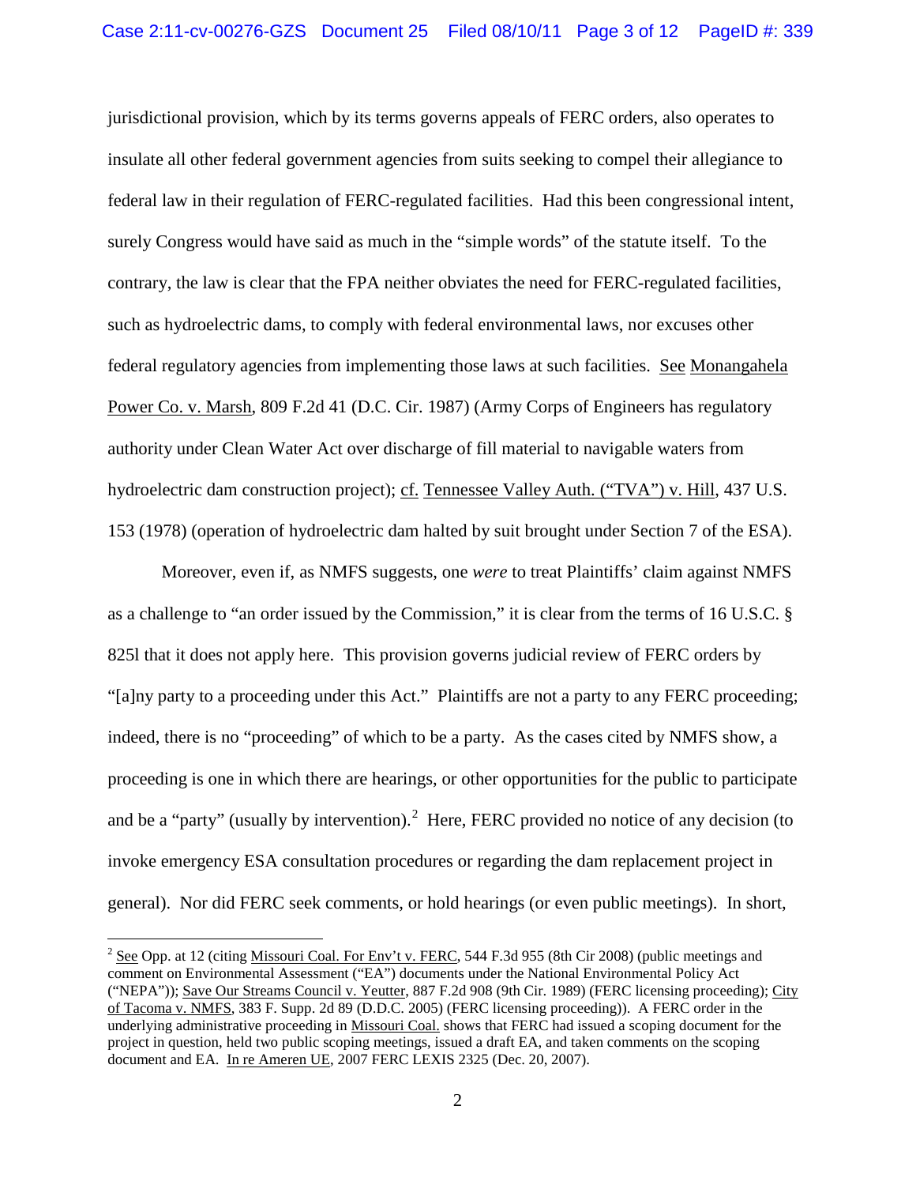jurisdictional provision, which by its terms governs appeals of FERC orders, also operates to insulate all other federal government agencies from suits seeking to compel their allegiance to federal law in their regulation of FERC-regulated facilities. Had this been congressional intent, surely Congress would have said as much in the "simple words" of the statute itself. To the contrary, the law is clear that the FPA neither obviates the need for FERC-regulated facilities, such as hydroelectric dams, to comply with federal environmental laws, nor excuses other federal regulatory agencies from implementing those laws at such facilities. See Monangahela Power Co. v. Marsh, 809 F.2d 41 (D.C. Cir. 1987) (Army Corps of Engineers has regulatory authority under Clean Water Act over discharge of fill material to navigable waters from hydroelectric dam construction project); cf. Tennessee Valley Auth. ("TVA") v. Hill, 437 U.S. 153 (1978) (operation of hydroelectric dam halted by suit brought under Section 7 of the ESA).

Moreover, even if, as NMFS suggests, one *were* to treat Plaintiffs' claim against NMFS as a challenge to "an order issued by the Commission," it is clear from the terms of 16 U.S.C. § 825l that it does not apply here. This provision governs judicial review of FERC orders by "[a]ny party to a proceeding under this Act." Plaintiffs are not a party to any FERC proceeding; indeed, there is no "proceeding" of which to be a party. As the cases cited by NMFS show, a proceeding is one in which there are hearings, or other opportunities for the public to participate and be a "party" (usually by intervention).[2] Here, FERC provided no notice of any decision (to invoke emergency ESA consultation procedures or regarding the dam replacement project in general). Nor did FERC seek comments, or hold hearings (or even public meetings). In short,

[2] See Opp. at 12 (citing Missouri Coal. For Env't v. FERC, 544 F.3d 955 (8th Cir 2008) (public meetings and comment on Environmental Assessment ("EA") documents under the National Environmental Policy Act ("NEPA")); Save Our Streams Council v. Yeutter, 887 F.2d 908 (9th Cir. 1989) (FERC licensing proceeding); City of Tacoma v. NMFS, 383 F. Supp. 2d 89 (D.D.C. 2005) (FERC licensing proceeding)). A FERC order in the underlying administrative proceeding in Missouri Coal. shows that FERC had issued a scoping document for the project in question, held two public scoping meetings, issued a draft EA, and taken comments on the scoping document and EA. In re Ameren UE, 2007 FERC LEXIS 2325 (Dec. 20, 2007).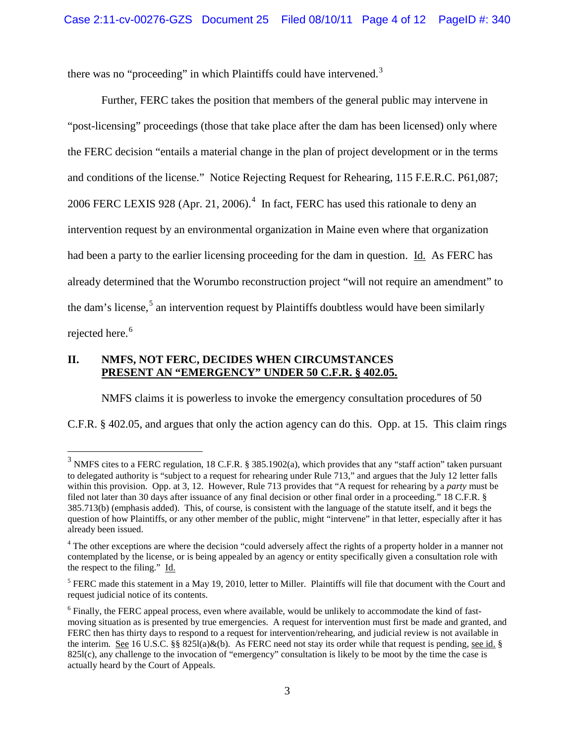there was no "proceeding" in which Plaintiffs could have intervened.[3]

Further, FERC takes the position that members of the general public may intervene in "post-licensing" proceedings (those that take place after the dam has been licensed) only where the FERC decision "entails a material change in the plan of project development or in the terms and conditions of the license." Notice Rejecting Request for Rehearing, 115 F.E.R.C. P61,087; 2006 FERC LEXIS 928 (Apr. 21, 2006).[4] In fact, FERC has used this rationale to deny an intervention request by an environmental organization in Maine even where that organization had been a party to the earlier licensing proceeding for the dam in question. Id. As FERC has already determined that the Worumbo reconstruction project "will not require an amendment" to the dam's license,[5] an intervention request by Plaintiffs doubtless would have been similarly rejected here.[6]

## II. NMFS, NOT FERC, DECIDES WHEN CIRCUMSTANCES PRESENT AN "EMERGENCY" UNDER 50 C.F.R. § 402.05.

NMFS claims it is powerless to invoke the emergency consultation procedures of 50 C.F.R. § 402.05, and argues that only the action agency can do this. Opp. at 15. This claim rings

---

[3] NMFS cites to a FERC regulation, 18 C.F.R. § 385.1902(a), which provides that any "staff action" taken pursuant to delegated authority is "subject to a request for rehearing under Rule 713," and argues that the July 12 letter falls within this provision. Opp. at 3, 12. However, Rule 713 provides that "A request for rehearing by a *party* must be filed not later than 30 days after issuance of any final decision or other final order in a proceeding." 18 C.F.R. § 385.713(b) (emphasis added). This, of course, is consistent with the language of the statute itself, and it begs the question of how Plaintiffs, or any other member of the public, might "intervene" in that letter, especially after it has already been issued.

[4] The other exceptions are where the decision "could adversely affect the rights of a property holder in a manner not contemplated by the license, or is being appealed by an agency or entity specifically given a consultation role with the respect to the filing." Id.

[5] FERC made this statement in a May 19, 2010, letter to Miller. Plaintiffs will file that document with the Court and request judicial notice of its contents.

[6] Finally, the FERC appeal process, even where available, would be unlikely to accommodate the kind of fast-moving situation as is presented by true emergencies. A request for intervention must first be made and granted, and FERC then has thirty days to respond to a request for intervention/rehearing, and judicial review is not available in the interim. See 16 U.S.C. §§ 825l(a)&(b). As FERC need not stay its order while that request is pending, see id. § 825l(c), any challenge to the invocation of "emergency" consultation is likely to be moot by the time the case is actually heard by the Court of Appeals.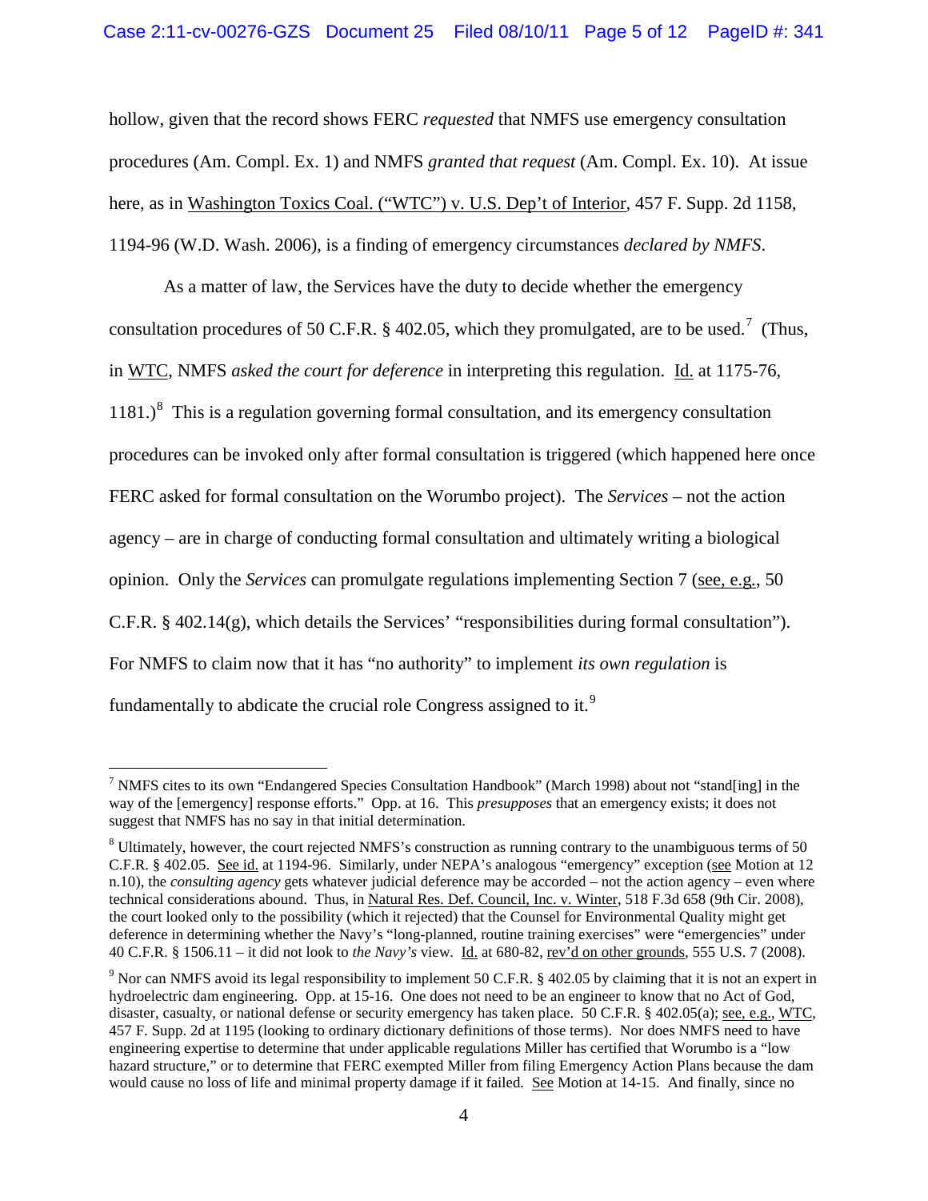hollow, given that the record shows FERC *requested* that NMFS use emergency consultation procedures (Am. Compl. Ex. 1) and NMFS *granted that request* (Am. Compl. Ex. 10). At issue here, as in Washington Toxics Coal. ("WTC") v. U.S. Dep't of Interior, 457 F. Supp. 2d 1158, 1194-96 (W.D. Wash. 2006), is a finding of emergency circumstances *declared by NMFS*.

As a matter of law, the Services have the duty to decide whether the emergency consultation procedures of 50 C.F.R. § 402.05, which they promulgated, are to be used.[7] (Thus, in WTC, NMFS *asked the court for deference* in interpreting this regulation. Id. at 1175-76, 1181.)[8] This is a regulation governing formal consultation, and its emergency consultation procedures can be invoked only after formal consultation is triggered (which happened here once FERC asked for formal consultation on the Worumbo project). The *Services* – not the action agency – are in charge of conducting formal consultation and ultimately writing a biological opinion. Only the *Services* can promulgate regulations implementing Section 7 (see, e.g., 50 C.F.R. § 402.14(g), which details the Services' "responsibilities during formal consultation"). For NMFS to claim now that it has "no authority" to implement *its own regulation* is fundamentally to abdicate the crucial role Congress assigned to it.[9]

---

[7] NMFS cites to its own "Endangered Species Consultation Handbook" (March 1998) about not "stand[ing] in the way of the [emergency] response efforts." Opp. at 16. This *presupposes* that an emergency exists; it does not suggest that NMFS has no say in that initial determination.

[8] Ultimately, however, the court rejected NMFS's construction as running contrary to the unambiguous terms of 50 C.F.R. § 402.05. See id. at 1194-96. Similarly, under NEPA's analogous "emergency" exception (see Motion at 12 n.10), the *consulting agency* gets whatever judicial deference may be accorded – not the action agency – even where technical considerations abound. Thus, in Natural Res. Def. Council, Inc. v. Winter, 518 F.3d 658 (9th Cir. 2008), the court looked only to the possibility (which it rejected) that the Counsel for Environmental Quality might get deference in determining whether the Navy's "long-planned, routine training exercises" were "emergencies" under 40 C.F.R. § 1506.11 – it did not look to *the Navy's* view. Id. at 680-82, rev'd on other grounds, 555 U.S. 7 (2008).

[9] Nor can NMFS avoid its legal responsibility to implement 50 C.F.R. § 402.05 by claiming that it is not an expert in hydroelectric dam engineering. Opp. at 15-16. One does not need to be an engineer to know that no Act of God, disaster, casualty, or national defense or security emergency has taken place. 50 C.F.R. § 402.05(a); see, e.g., WTC, 457 F. Supp. 2d at 1195 (looking to ordinary dictionary definitions of those terms). Nor does NMFS need to have engineering expertise to determine that under applicable regulations Miller has certified that Worumbo is a "low hazard structure," or to determine that FERC exempted Miller from filing Emergency Action Plans because the dam would cause no loss of life and minimal property damage if it failed. See Motion at 14-15. And finally, since no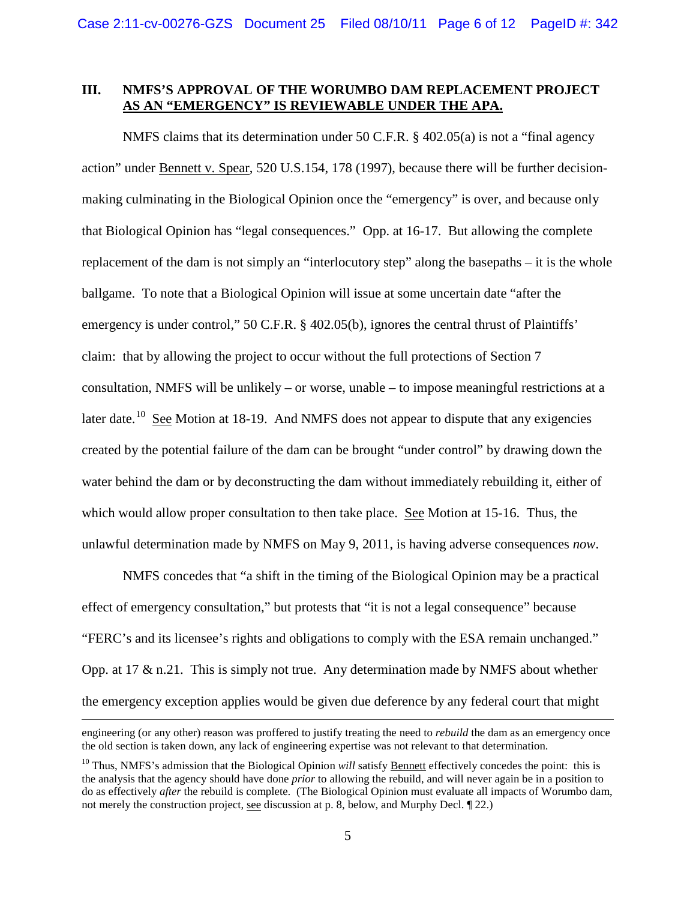## III. NMFS'S APPROVAL OF THE WORUMBO DAM REPLACEMENT PROJECT AS AN "EMERGENCY" IS REVIEWABLE UNDER THE APA.

NMFS claims that its determination under 50 C.F.R. § 402.05(a) is not a "final agency action" under Bennett v. Spear, 520 U.S.154, 178 (1997), because there will be further decision-making culminating in the Biological Opinion once the "emergency" is over, and because only that Biological Opinion has "legal consequences." Opp. at 16-17. But allowing the complete replacement of the dam is not simply an "interlocutory step" along the basepaths – it is the whole ballgame. To note that a Biological Opinion will issue at some uncertain date "after the emergency is under control," 50 C.F.R. § 402.05(b), ignores the central thrust of Plaintiffs' claim: that by allowing the project to occur without the full protections of Section 7 consultation, NMFS will be unlikely – or worse, unable – to impose meaningful restrictions at a later date.[10] See Motion at 18-19. And NMFS does not appear to dispute that any exigencies created by the potential failure of the dam can be brought "under control" by drawing down the water behind the dam or by deconstructing the dam without immediately rebuilding it, either of which would allow proper consultation to then take place. See Motion at 15-16. Thus, the unlawful determination made by NMFS on May 9, 2011, is having adverse consequences *now*.

NMFS concedes that "a shift in the timing of the Biological Opinion may be a practical effect of emergency consultation," but protests that "it is not a legal consequence" because "FERC's and its licensee's rights and obligations to comply with the ESA remain unchanged." Opp. at 17 & n.21. This is simply not true. Any determination made by NMFS about whether the emergency exception applies would be given due deference by any federal court that might

---

engineering (or any other) reason was proffered to justify treating the need to *rebuild* the dam as an emergency once the old section is taken down, any lack of engineering expertise was not relevant to that determination.

[10] Thus, NMFS's admission that the Biological Opinion *will* satisfy Bennett effectively concedes the point: this is the analysis that the agency should have done *prior* to allowing the rebuild, and will never again be in a position to do as effectively *after* the rebuild is complete. (The Biological Opinion must evaluate all impacts of Worumbo dam, not merely the construction project, see discussion at p. 8, below, and Murphy Decl. ¶ 22.)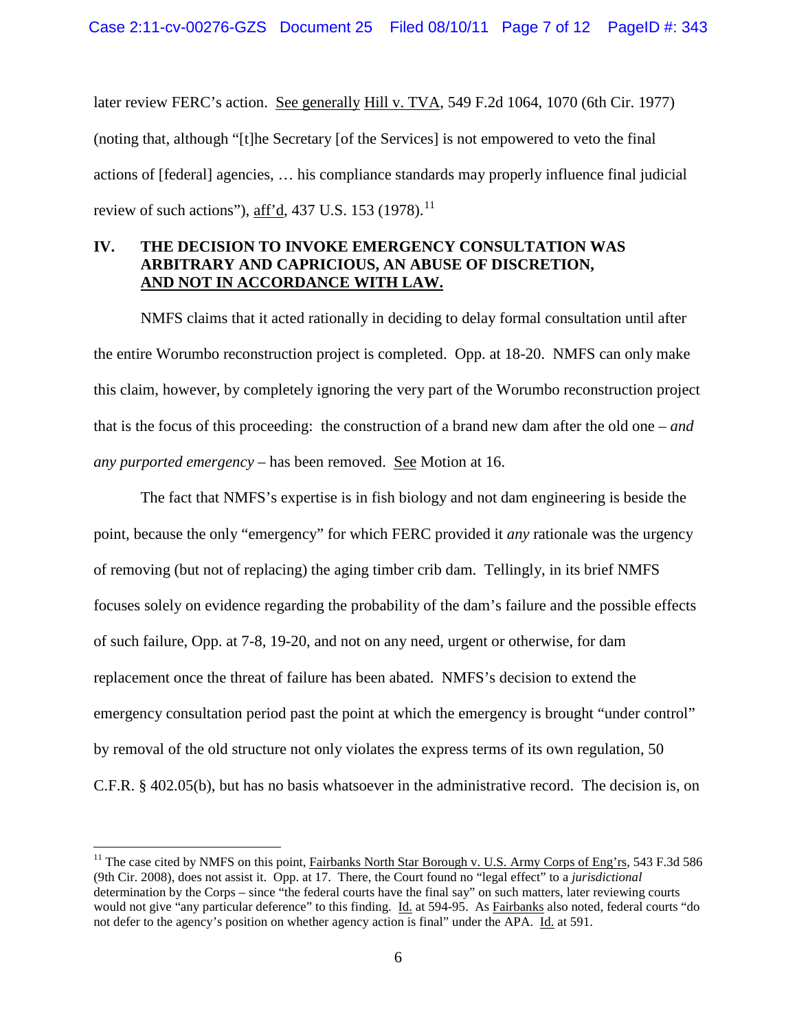later review FERC's action. See generally Hill v. TVA, 549 F.2d 1064, 1070 (6th Cir. 1977) (noting that, although "[t]he Secretary [of the Services] is not empowered to veto the final actions of [federal] agencies, … his compliance standards may properly influence final judicial review of such actions"), aff'd, 437 U.S. 153 (1978).[11]

## IV. THE DECISION TO INVOKE EMERGENCY CONSULTATION WAS ARBITRARY AND CAPRICIOUS, AN ABUSE OF DISCRETION, AND NOT IN ACCORDANCE WITH LAW.

NMFS claims that it acted rationally in deciding to delay formal consultation until after the entire Worumbo reconstruction project is completed. Opp. at 18-20. NMFS can only make this claim, however, by completely ignoring the very part of the Worumbo reconstruction project that is the focus of this proceeding: the construction of a brand new dam after the old one – *and any purported emergency* – has been removed. See Motion at 16.

The fact that NMFS's expertise is in fish biology and not dam engineering is beside the point, because the only "emergency" for which FERC provided it *any* rationale was the urgency of removing (but not of replacing) the aging timber crib dam. Tellingly, in its brief NMFS focuses solely on evidence regarding the probability of the dam's failure and the possible effects of such failure, Opp. at 7-8, 19-20, and not on any need, urgent or otherwise, for dam replacement once the threat of failure has been abated. NMFS's decision to extend the emergency consultation period past the point at which the emergency is brought "under control" by removal of the old structure not only violates the express terms of its own regulation, 50 C.F.R. § 402.05(b), but has no basis whatsoever in the administrative record. The decision is, on

[11] The case cited by NMFS on this point, Fairbanks North Star Borough v. U.S. Army Corps of Eng'rs, 543 F.3d 586 (9th Cir. 2008), does not assist it. Opp. at 17. There, the Court found no "legal effect" to a *jurisdictional* determination by the Corps – since "the federal courts have the final say" on such matters, later reviewing courts would not give "any particular deference" to this finding. Id. at 594-95. As Fairbanks also noted, federal courts "do not defer to the agency's position on whether agency action is final" under the APA. Id. at 591.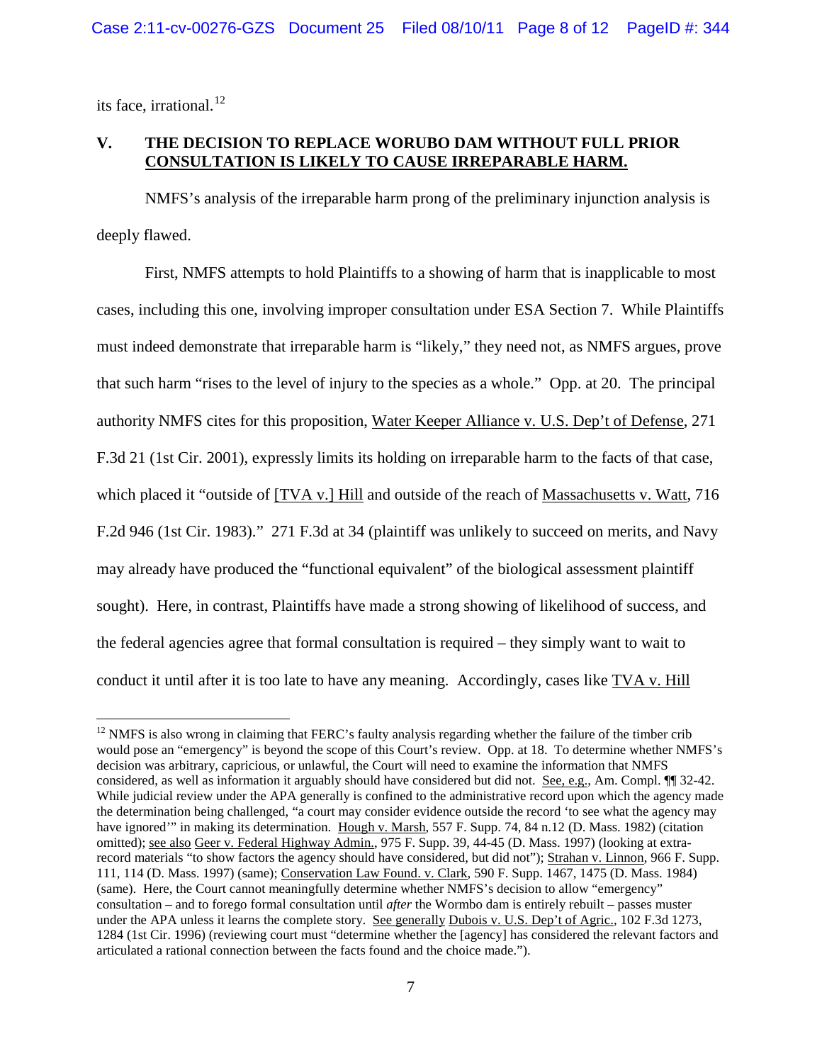its face, irrational.[12]

## V. THE DECISION TO REPLACE WORUBO DAM WITHOUT FULL PRIOR CONSULTATION IS LIKELY TO CAUSE IRREPARABLE HARM.

NMFS's analysis of the irreparable harm prong of the preliminary injunction analysis is deeply flawed.

First, NMFS attempts to hold Plaintiffs to a showing of harm that is inapplicable to most cases, including this one, involving improper consultation under ESA Section 7. While Plaintiffs must indeed demonstrate that irreparable harm is "likely," they need not, as NMFS argues, prove that such harm "rises to the level of injury to the species as a whole." Opp. at 20. The principal authority NMFS cites for this proposition, Water Keeper Alliance v. U.S. Dep't of Defense, 271 F.3d 21 (1st Cir. 2001), expressly limits its holding on irreparable harm to the facts of that case, which placed it "outside of [TVA v.] Hill and outside of the reach of Massachusetts v. Watt, 716 F.2d 946 (1st Cir. 1983)." 271 F.3d at 34 (plaintiff was unlikely to succeed on merits, and Navy may already have produced the "functional equivalent" of the biological assessment plaintiff sought). Here, in contrast, Plaintiffs have made a strong showing of likelihood of success, and the federal agencies agree that formal consultation is required – they simply want to wait to conduct it until after it is too late to have any meaning. Accordingly, cases like TVA v. Hill

---

[12] NMFS is also wrong in claiming that FERC's faulty analysis regarding whether the failure of the timber crib would pose an "emergency" is beyond the scope of this Court's review. Opp. at 18. To determine whether NMFS's decision was arbitrary, capricious, or unlawful, the Court will need to examine the information that NMFS considered, as well as information it arguably should have considered but did not. See, e.g., Am. Compl. ¶¶ 32-42. While judicial review under the APA generally is confined to the administrative record upon which the agency made the determination being challenged, "a court may consider evidence outside the record 'to see what the agency may have ignored'" in making its determination. Hough v. Marsh, 557 F. Supp. 74, 84 n.12 (D. Mass. 1982) (citation omitted); see also Geer v. Federal Highway Admin., 975 F. Supp. 39, 44-45 (D. Mass. 1997) (looking at extra-record materials "to show factors the agency should have considered, but did not"); Strahan v. Linnon, 966 F. Supp. 111, 114 (D. Mass. 1997) (same); Conservation Law Found. v. Clark, 590 F. Supp. 1467, 1475 (D. Mass. 1984) (same). Here, the Court cannot meaningfully determine whether NMFS's decision to allow "emergency" consultation – and to forego formal consultation until *after* the Wormbo dam is entirely rebuilt – passes muster under the APA unless it learns the complete story. See generally Dubois v. U.S. Dep't of Agric., 102 F.3d 1273, 1284 (1st Cir. 1996) (reviewing court must "determine whether the [agency] has considered the relevant factors and articulated a rational connection between the facts found and the choice made.").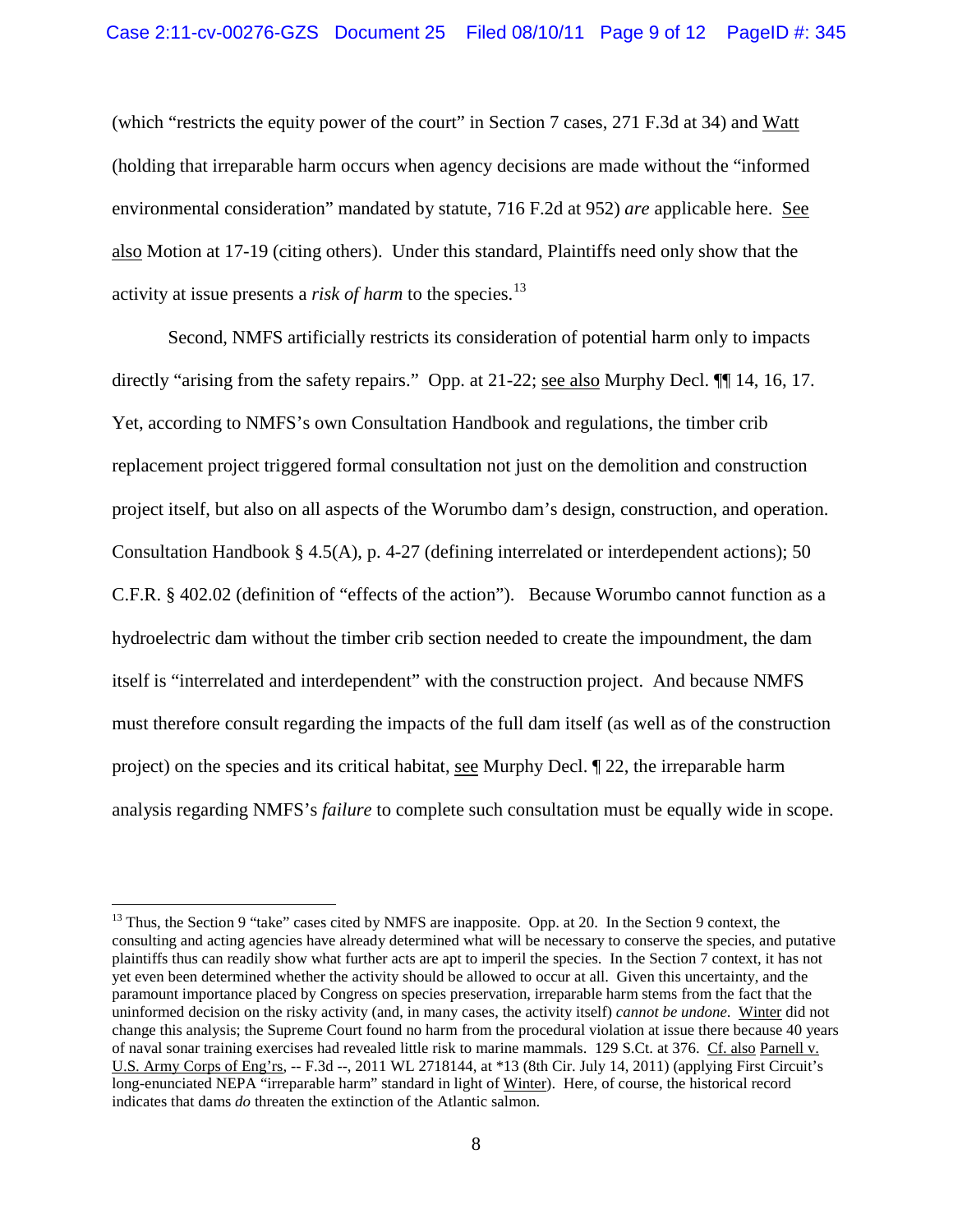(which "restricts the equity power of the court" in Section 7 cases, 271 F.3d at 34) and Watt (holding that irreparable harm occurs when agency decisions are made without the "informed environmental consideration" mandated by statute, 716 F.2d at 952) *are* applicable here. See also Motion at 17-19 (citing others). Under this standard, Plaintiffs need only show that the activity at issue presents a *risk of harm* to the species.[13]

Second, NMFS artificially restricts its consideration of potential harm only to impacts directly "arising from the safety repairs." Opp. at 21-22; see also Murphy Decl. ¶¶ 14, 16, 17. Yet, according to NMFS's own Consultation Handbook and regulations, the timber crib replacement project triggered formal consultation not just on the demolition and construction project itself, but also on all aspects of the Worumbo dam's design, construction, and operation. Consultation Handbook § 4.5(A), p. 4-27 (defining interrelated or interdependent actions); 50 C.F.R. § 402.02 (definition of "effects of the action"). Because Worumbo cannot function as a hydroelectric dam without the timber crib section needed to create the impoundment, the dam itself is "interrelated and interdependent" with the construction project. And because NMFS must therefore consult regarding the impacts of the full dam itself (as well as of the construction project) on the species and its critical habitat, see Murphy Decl. ¶ 22, the irreparable harm analysis regarding NMFS's *failure* to complete such consultation must be equally wide in scope.

---

[13] Thus, the Section 9 "take" cases cited by NMFS are inapposite. Opp. at 20. In the Section 9 context, the consulting and acting agencies have already determined what will be necessary to conserve the species, and putative plaintiffs thus can readily show what further acts are apt to imperil the species. In the Section 7 context, it has not yet even been determined whether the activity should be allowed to occur at all. Given this uncertainty, and the paramount importance placed by Congress on species preservation, irreparable harm stems from the fact that the uninformed decision on the risky activity (and, in many cases, the activity itself) *cannot be undone*. Winter did not change this analysis; the Supreme Court found no harm from the procedural violation at issue there because 40 years of naval sonar training exercises had revealed little risk to marine mammals. 129 S.Ct. at 376. Cf. also Parnell v. U.S. Army Corps of Eng'rs, -- F.3d --, 2011 WL 2718144, at *13 (8th Cir. July 14, 2011) (applying First Circuit's long-enunciated NEPA "irreparable harm" standard in light of Winter). Here, of course, the historical record indicates that dams *do* threaten the extinction of the Atlantic salmon.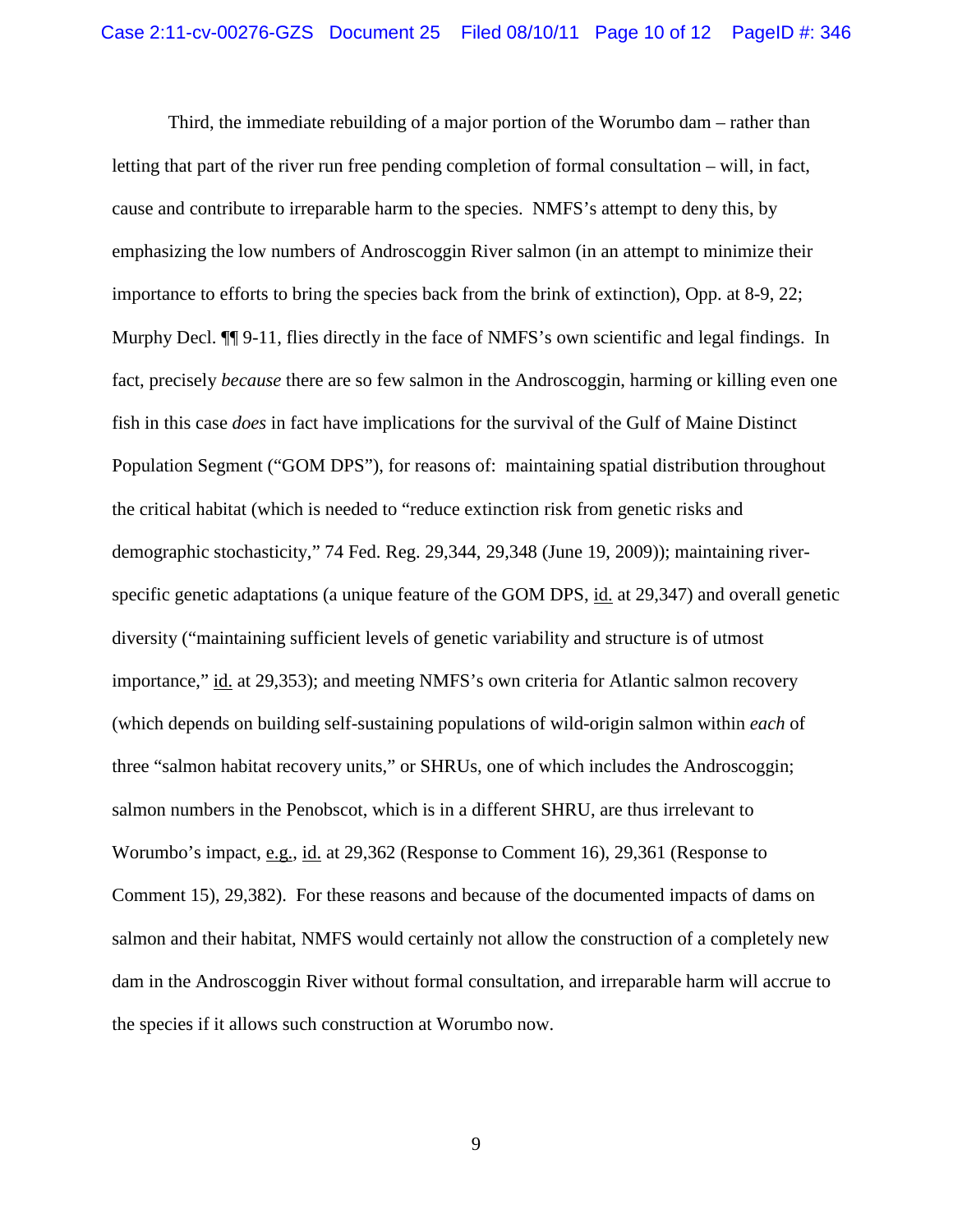Third, the immediate rebuilding of a major portion of the Worumbo dam – rather than letting that part of the river run free pending completion of formal consultation – will, in fact, cause and contribute to irreparable harm to the species. NMFS's attempt to deny this, by emphasizing the low numbers of Androscoggin River salmon (in an attempt to minimize their importance to efforts to bring the species back from the brink of extinction), Opp. at 8-9, 22; Murphy Decl. ¶¶ 9-11, flies directly in the face of NMFS's own scientific and legal findings. In fact, precisely *because* there are so few salmon in the Androscoggin, harming or killing even one fish in this case *does* in fact have implications for the survival of the Gulf of Maine Distinct Population Segment ("GOM DPS"), for reasons of: maintaining spatial distribution throughout the critical habitat (which is needed to "reduce extinction risk from genetic risks and demographic stochasticity," 74 Fed. Reg. 29,344, 29,348 (June 19, 2009)); maintaining river-specific genetic adaptations (a unique feature of the GOM DPS, id. at 29,347) and overall genetic diversity ("maintaining sufficient levels of genetic variability and structure is of utmost importance," id. at 29,353); and meeting NMFS's own criteria for Atlantic salmon recovery (which depends on building self-sustaining populations of wild-origin salmon within *each* of three "salmon habitat recovery units," or SHRUs, one of which includes the Androscoggin; salmon numbers in the Penobscot, which is in a different SHRU, are thus irrelevant to Worumbo's impact, e.g., id. at 29,362 (Response to Comment 16), 29,361 (Response to Comment 15), 29,382). For these reasons and because of the documented impacts of dams on salmon and their habitat, NMFS would certainly not allow the construction of a completely new dam in the Androscoggin River without formal consultation, and irreparable harm will accrue to the species if it allows such construction at Worumbo now.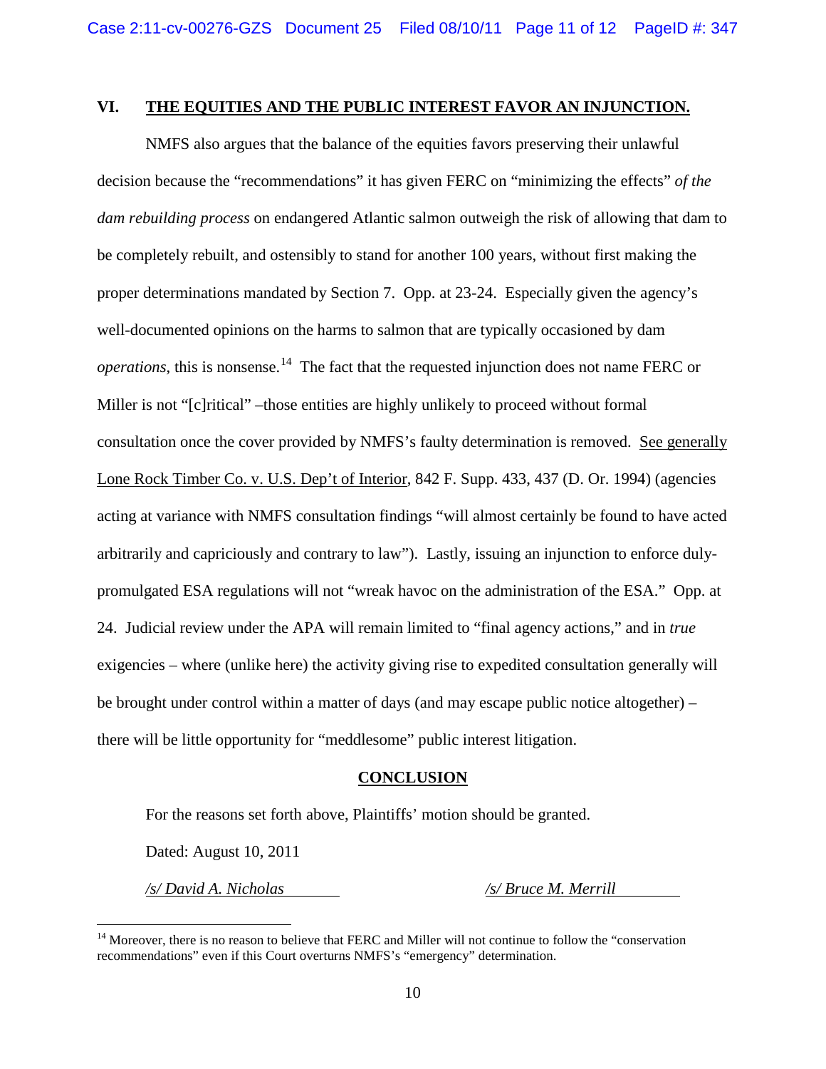## VI. THE EQUITIES AND THE PUBLIC INTEREST FAVOR AN INJUNCTION.

NMFS also argues that the balance of the equities favors preserving their unlawful decision because the "recommendations" it has given FERC on "minimizing the effects" *of the dam rebuilding process* on endangered Atlantic salmon outweigh the risk of allowing that dam to be completely rebuilt, and ostensibly to stand for another 100 years, without first making the proper determinations mandated by Section 7. Opp. at 23-24. Especially given the agency's well-documented opinions on the harms to salmon that are typically occasioned by dam *operations*, this is nonsense.[14] The fact that the requested injunction does not name FERC or Miller is not "[c]ritical" –those entities are highly unlikely to proceed without formal consultation once the cover provided by NMFS's faulty determination is removed. See generally Lone Rock Timber Co. v. U.S. Dep't of Interior, 842 F. Supp. 433, 437 (D. Or. 1994) (agencies acting at variance with NMFS consultation findings "will almost certainly be found to have acted arbitrarily and capriciously and contrary to law"). Lastly, issuing an injunction to enforce duly-promulgated ESA regulations will not "wreak havoc on the administration of the ESA." Opp. at 24. Judicial review under the APA will remain limited to "final agency actions," and in *true* exigencies – where (unlike here) the activity giving rise to expedited consultation generally will be brought under control within a matter of days (and may escape public notice altogether) – there will be little opportunity for "meddlesome" public interest litigation.

## CONCLUSION

For the reasons set forth above, Plaintiffs' motion should be granted.

Dated: August 10, 2011

*/s/ David A. Nicholas* *s/ Bruce M. Merrill*

---

[14] Moreover, there is no reason to believe that FERC and Miller will not continue to follow the "conservation recommendations" even if this Court overturns NMFS's "emergency" determination.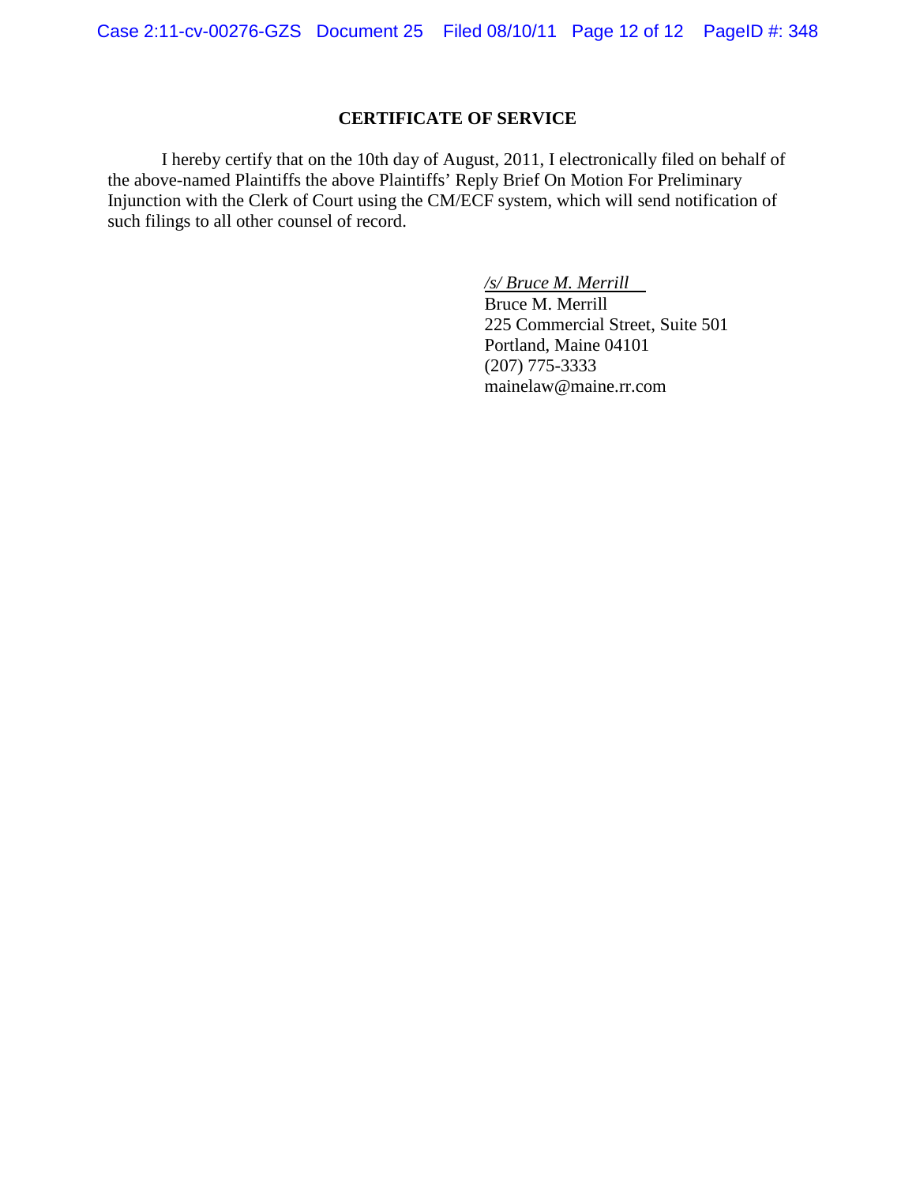**CERTIFICATE OF SERVICE**

I hereby certify that on the 10th day of August, 2011, I electronically filed on behalf of the above-named Plaintiffs the above Plaintiffs' Reply Brief On Motion For Preliminary Injunction with the Clerk of Court using the CM/ECF system, which will send notification of such filings to all other counsel of record.

*/s/ Bruce M. Merrill*
Bruce M. Merrill
225 Commercial Street, Suite 501
Portland, Maine 04101
(207) 775-3333
mainelaw@maine.rr.com